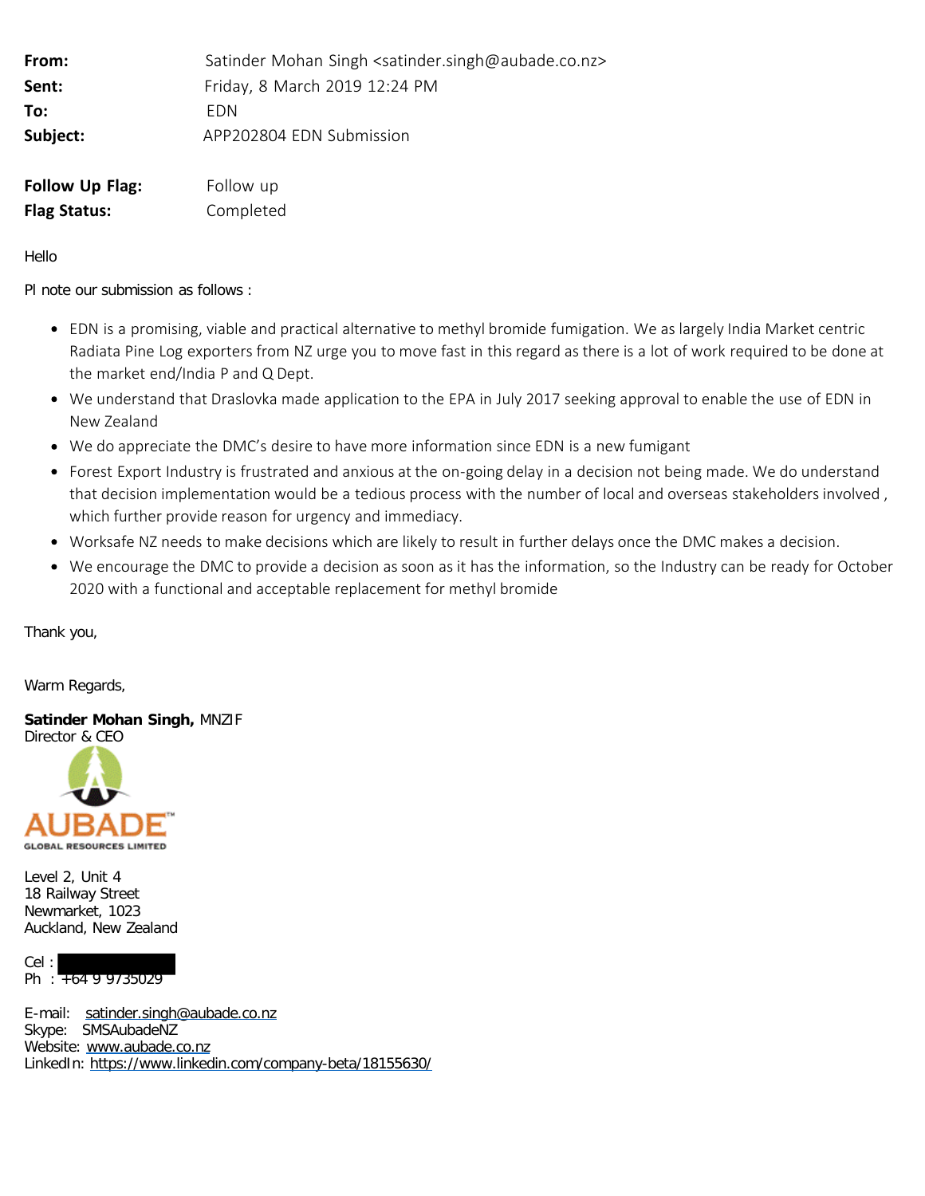**From:** Satinder Mohan Singh <satinder.singh@aubade.co.nz>
**Sent:** Friday, 8 March 2019 12:24 PM
**To:** EDN
**Subject:** APP202804 EDN Submission

**Follow Up Flag:** Follow up
**Flag Status:** Completed

Hello

Pl note our submission as follows :

- EDN is a promising, viable and practical alternative to methyl bromide fumigation. We as largely India Market centric Radiata Pine Log exporters from NZ urge you to move fast in this regard as there is a lot of work required to be done at the market end/India P and Q Dept.
- We understand that Draslovka made application to the EPA in July 2017 seeking approval to enable the use of EDN in New Zealand
- We do appreciate the DMC's desire to have more information since EDN is a new fumigant
- Forest Export Industry is frustrated and anxious at the on-going delay in a decision not being made. We do understand that decision implementation would be a tedious process with the number of local and overseas stakeholders involved , which further provide reason for urgency and immediacy.
- Worksafe NZ needs to make decisions which are likely to result in further delays once the DMC makes a decision.
- We encourage the DMC to provide a decision as soon as it has the information, so the Industry can be ready for October 2020 with a functional and acceptable replacement for methyl bromide

Thank you,

Warm Regards,

**Satinder Mohan Singh,** MNZIF
Director & CEO

AUBADE™
GLOBAL RESOURCES LIMITED

Level 2, Unit 4
18 Railway Street
Newmarket, 1023
Auckland, New Zealand

Cel : [redacted]
Ph : +64 9 9735029

E-mail: satinder.singh@aubade.co.nz
Skype: SMSAubadeNZ
Website: www.aubade.co.nz
LinkedIn: https://www.linkedin.com/company-beta/18155630/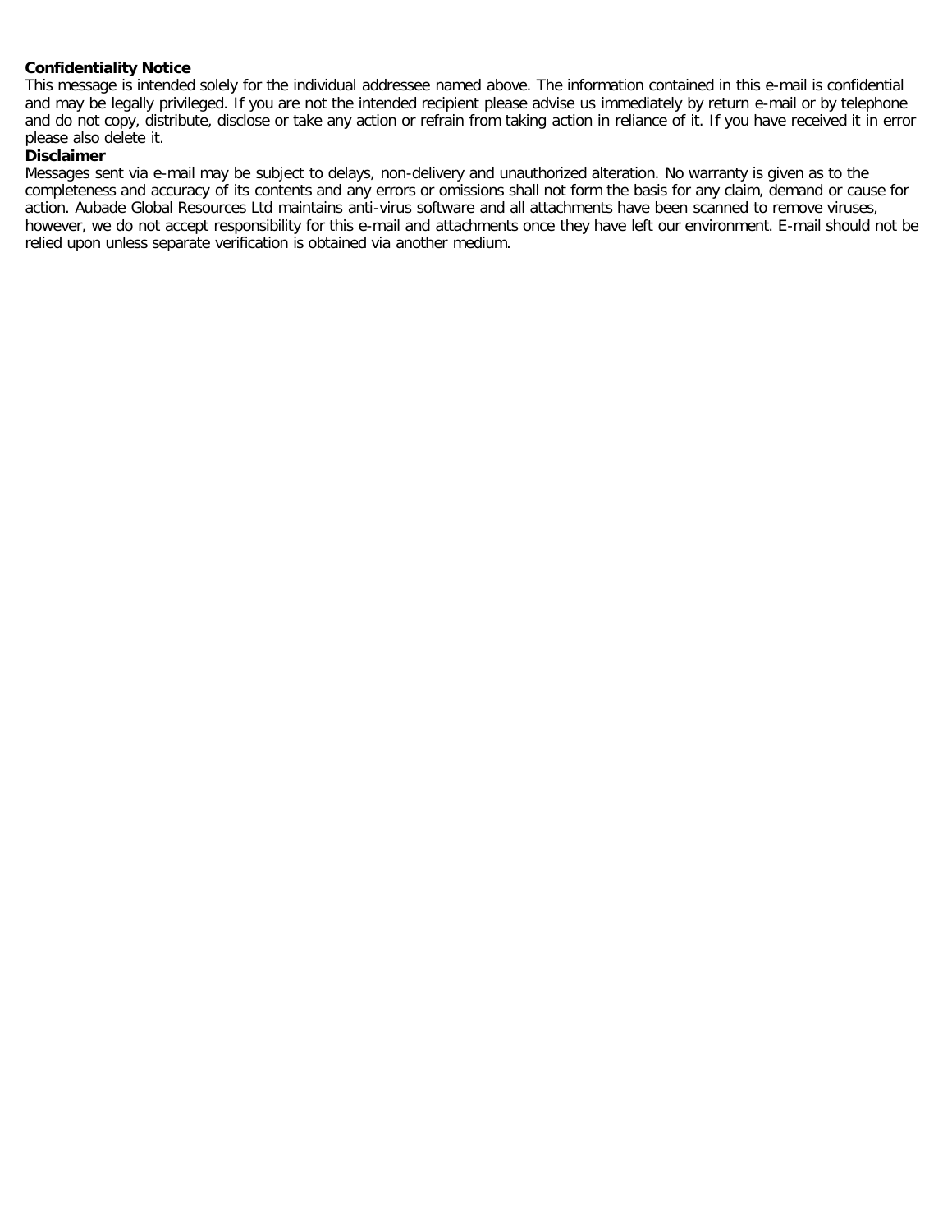**Confidentiality Notice**
This message is intended solely for the individual addressee named above. The information contained in this e-mail is confidential and may be legally privileged. If you are not the intended recipient please advise us immediately by return e-mail or by telephone and do not copy, distribute, disclose or take any action or refrain from taking action in reliance of it. If you have received it in error please also delete it.

**Disclaimer**
Messages sent via e-mail may be subject to delays, non-delivery and unauthorized alteration. No warranty is given as to the completeness and accuracy of its contents and any errors or omissions shall not form the basis for any claim, demand or cause for action. Aubade Global Resources Ltd maintains anti-virus software and all attachments have been scanned to remove viruses, however, we do not accept responsibility for this e-mail and attachments once they have left our environment. E-mail should not be relied upon unless separate verification is obtained via another medium.